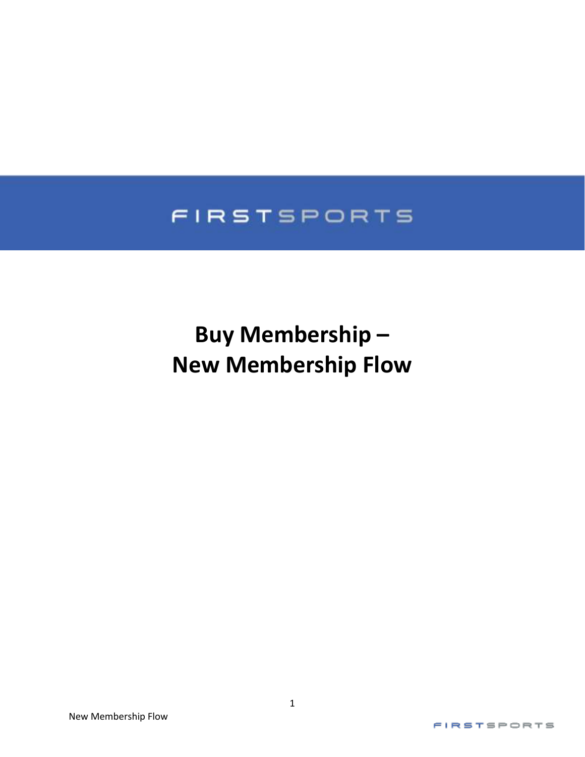FIRSTSPORTS

# Buy Membership – New Membership Flow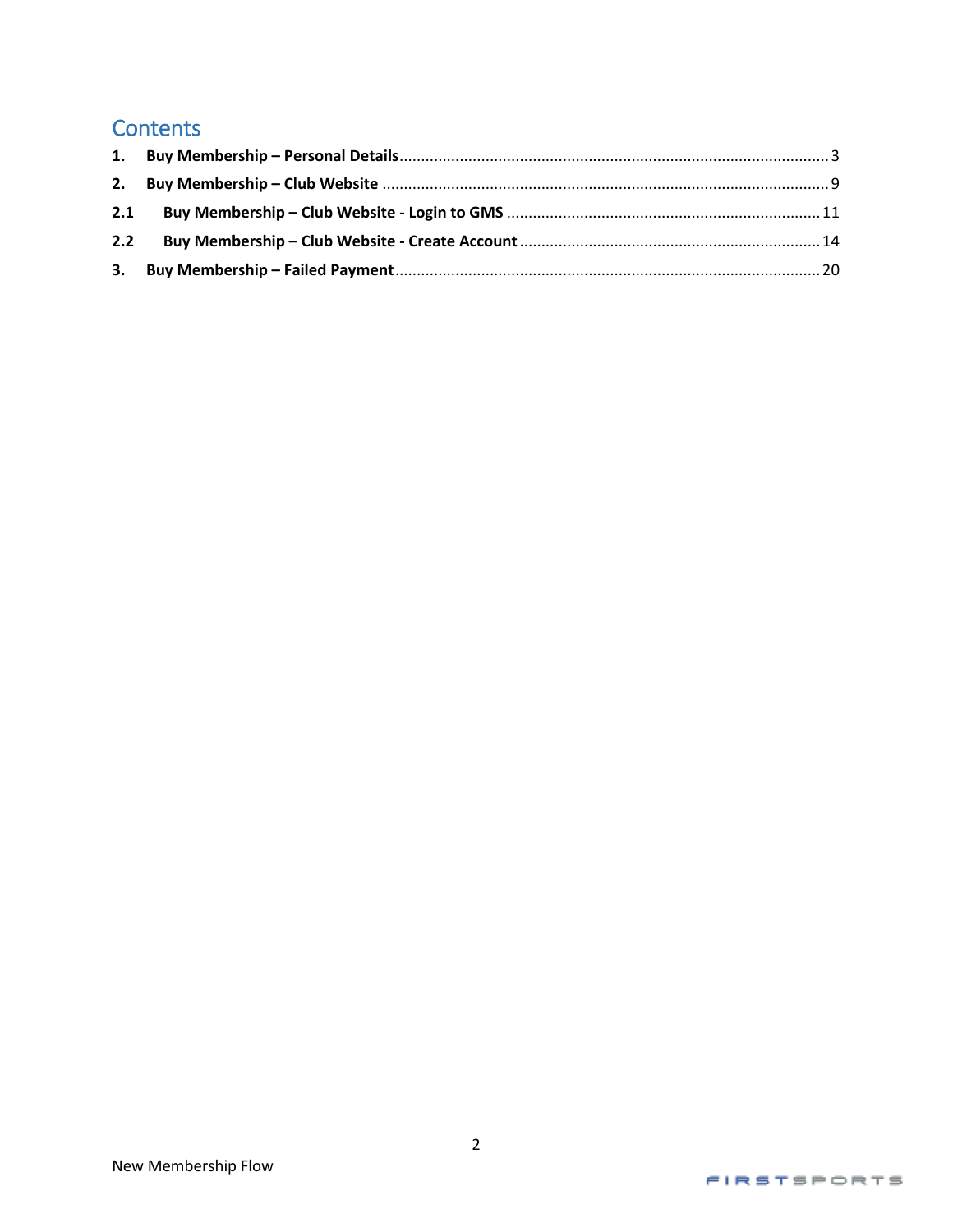# Contents

1. **Buy Membership – Personal Details** .......... 3
2. **Buy Membership – Club Website** .......... 9

**2.1 Buy Membership – Club Website - Login to GMS** .......... 11

**2.2 Buy Membership – Club Website - Create Account** .......... 14

3. **Buy Membership – Failed Payment** .......... 20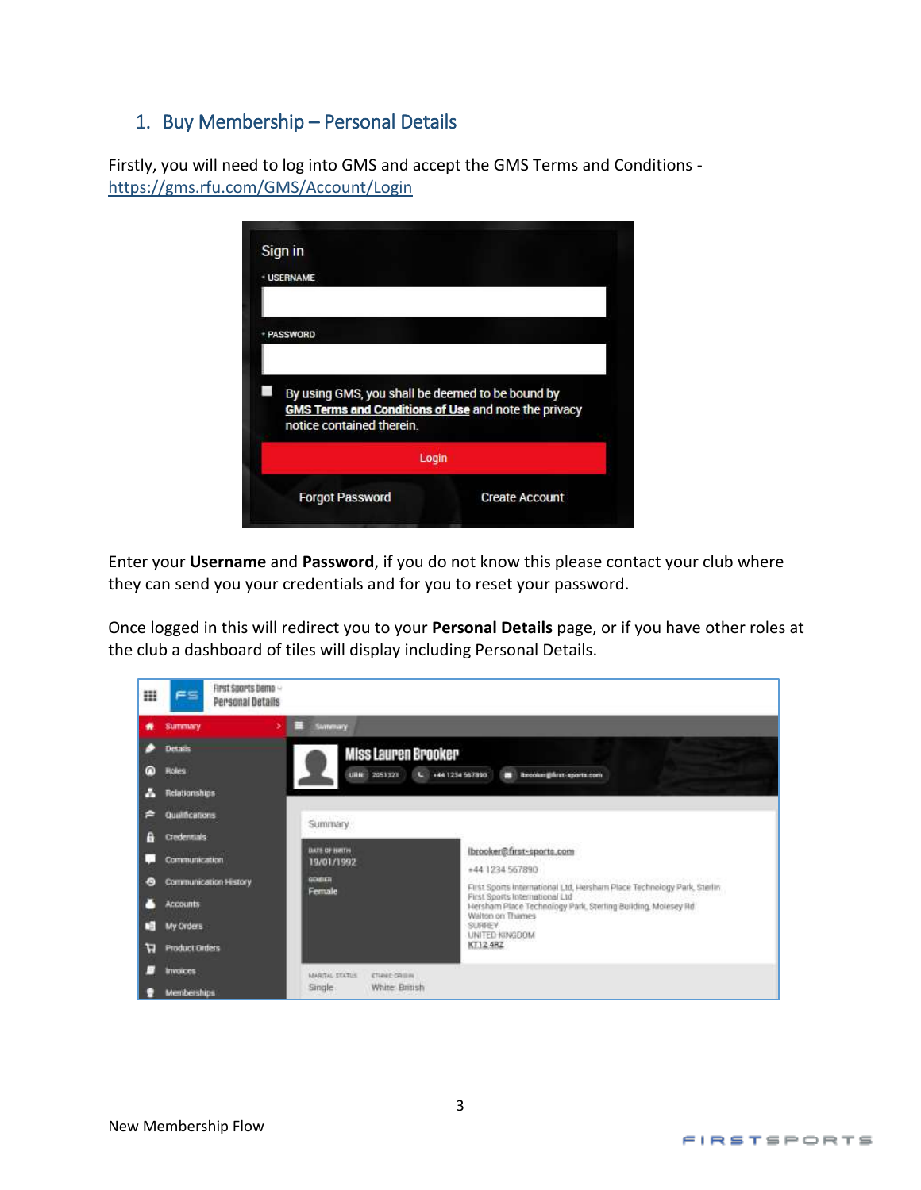## 1. Buy Membership – Personal Details

Firstly, you will need to log into GMS and accept the GMS Terms and Conditions - https://gms.rfu.com/GMS/Account/Login

Enter your **Username** and **Password**, if you do not know this please contact your club where they can send you your credentials and for you to reset your password.

Once logged in this will redirect you to your **Personal Details** page, or if you have other roles at the club a dashboard of tiles will display including Personal Details.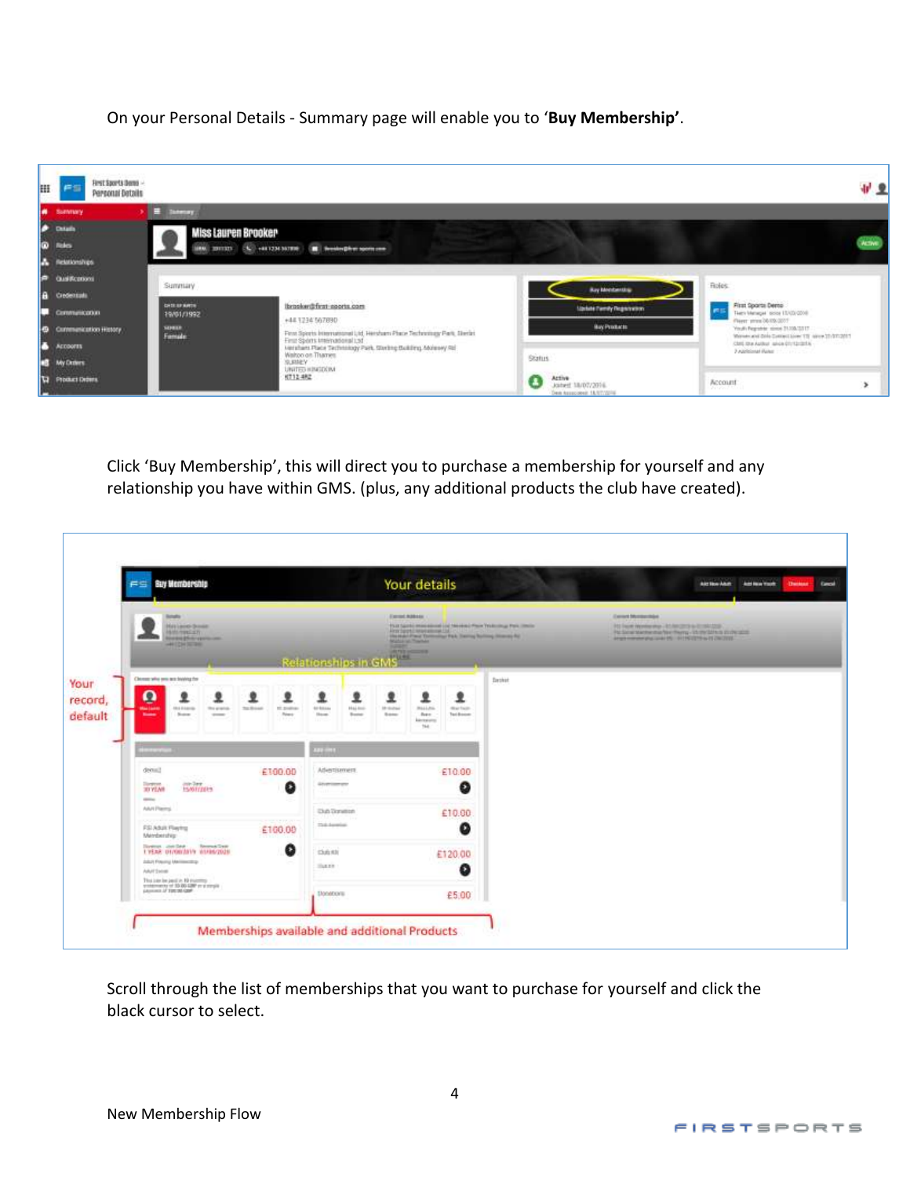On your Personal Details - Summary page will enable you to '**Buy Membership'**.

Click 'Buy Membership', this will direct you to purchase a membership for yourself and any relationship you have within GMS. (plus, any additional products the club have created).

Scroll through the list of memberships that you want to purchase for yourself and click the black cursor to select.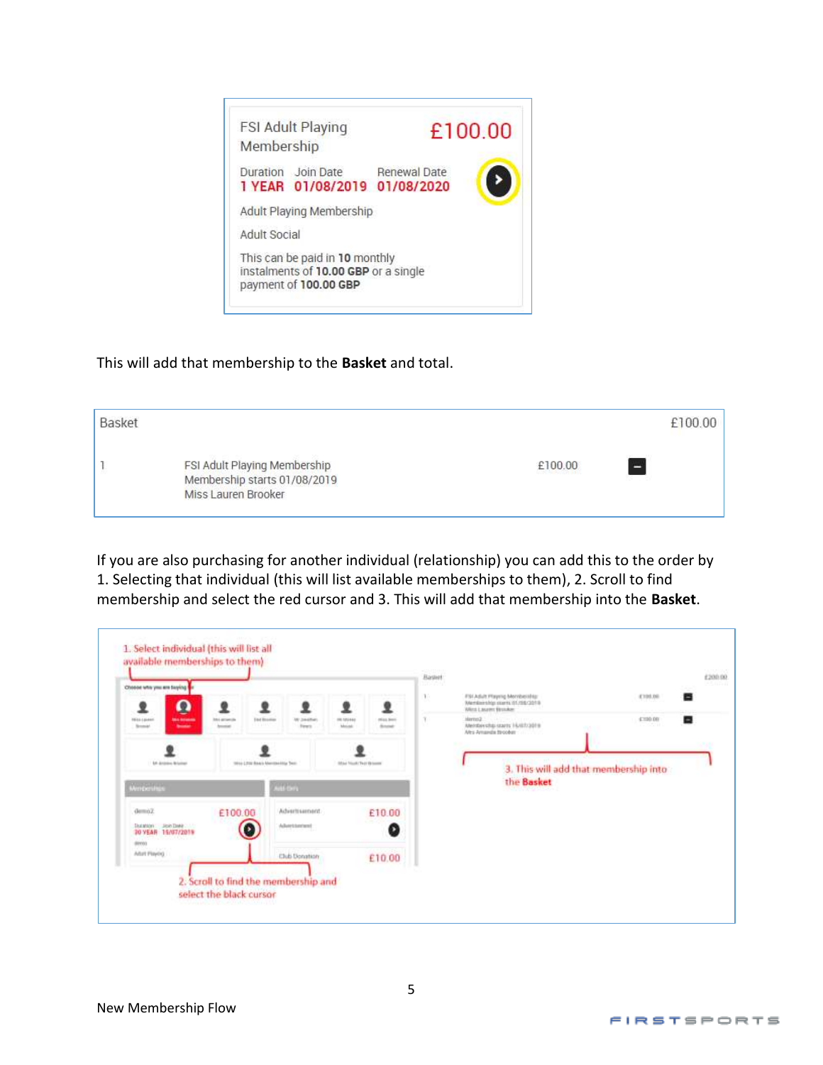FSI Adult Playing Membership £100.00

| Duration | Join Date | Renewal Date |
| --- | --- | --- |
| 1 YEAR | 01/08/2019 | 01/08/2020 |

Adult Playing Membership

Adult Social

This can be paid in **10** monthly instalments of **10.00 GBP** or a single payment of **100.00 GBP**

This will add that membership to the **Basket** and total.

| Basket | | | | £100.00 |
| --- | --- | --- | --- | --- |
| 1 | FSI Adult Playing Membership<br>Membership starts 01/08/2019<br>Miss Lauren Brooker | £100.00 | | |

If you are also purchasing for another individual (relationship) you can add this to the order by 1. Selecting that individual (this will list available memberships to them), 2. Scroll to find membership and select the red cursor and 3. This will add that membership into the **Basket**.

1. Select individual (this will list all available memberships to them)

2. Scroll to find the membership and select the black cursor

3. This will add that membership into the **Basket**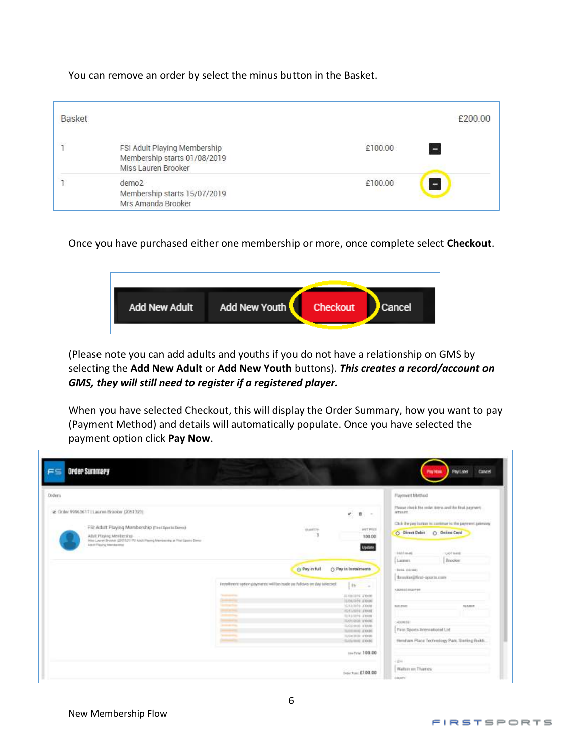You can remove an order by select the minus button in the Basket.

| Basket | | | £200.00 |
|---|---|---|---|
| 1 | FSI Adult Playing Membership<br>Membership starts 01/08/2019<br>Miss Lauren Brooker | £100.00 | − |
| 1 | demo2<br>Membership starts 15/07/2019<br>Mrs Amanda Brooker | £100.00 | − |

Once you have purchased either one membership or more, once complete select **Checkout**.

Add New Adult | Add New Youth | Checkout | Cancel

(Please note you can add adults and youths if you do not have a relationship on GMS by selecting the **Add New Adult** or **Add New Youth** buttons). ***This creates a record/account on GMS, they will still need to register if a registered player.***

When you have selected Checkout, this will display the Order Summary, how you want to pay (Payment Method) and details will automatically populate. Once you have selected the payment option click **Pay Now**.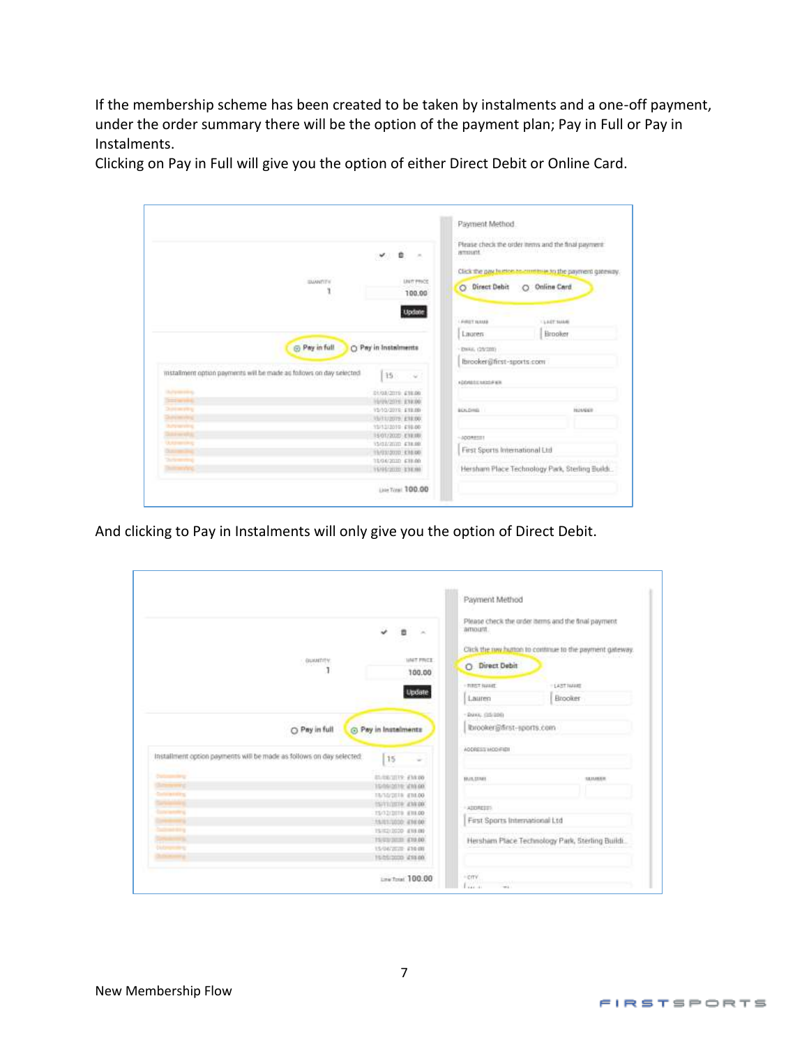If the membership scheme has been created to be taken by instalments and a one-off payment, under the order summary there will be the option of the payment plan; Pay in Full or Pay in Instalments.

Clicking on Pay in Full will give you the option of either Direct Debit or Online Card.

And clicking to Pay in Instalments will only give you the option of Direct Debit.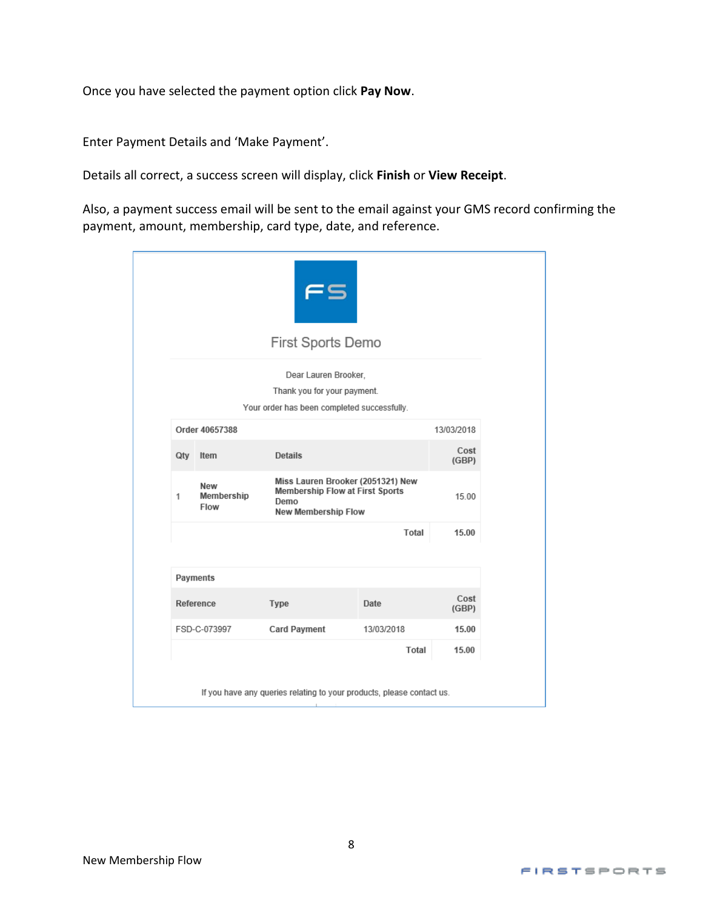Once you have selected the payment option click **Pay Now**.

Enter Payment Details and 'Make Payment'.

Details all correct, a success screen will display, click **Finish** or **View Receipt**.

Also, a payment success email will be sent to the email against your GMS record confirming the payment, amount, membership, card type, date, and reference.

FS

First Sports Demo

Dear Lauren Brooker,

Thank you for your payment.

Your order has been completed successfully.

| Order 40657388 | | | 13/03/2018 |
|---|---|---|---|
| **Qty** | **Item** | **Details** | **Cost (GBP)** |
| 1 | New Membership Flow | Miss Lauren Brooker (2051321) New Membership Flow at First Sports Demo<br>New Membership Flow | 15.00 |
| | | Total | 15.00 |

| Payments | | | |
|---|---|---|---|
| **Reference** | **Type** | **Date** | **Cost (GBP)** |
| FSD-C-073997 | Card Payment | 13/03/2018 | 15.00 |
| | | Total | 15.00 |

If you have any queries relating to your products, please contact us.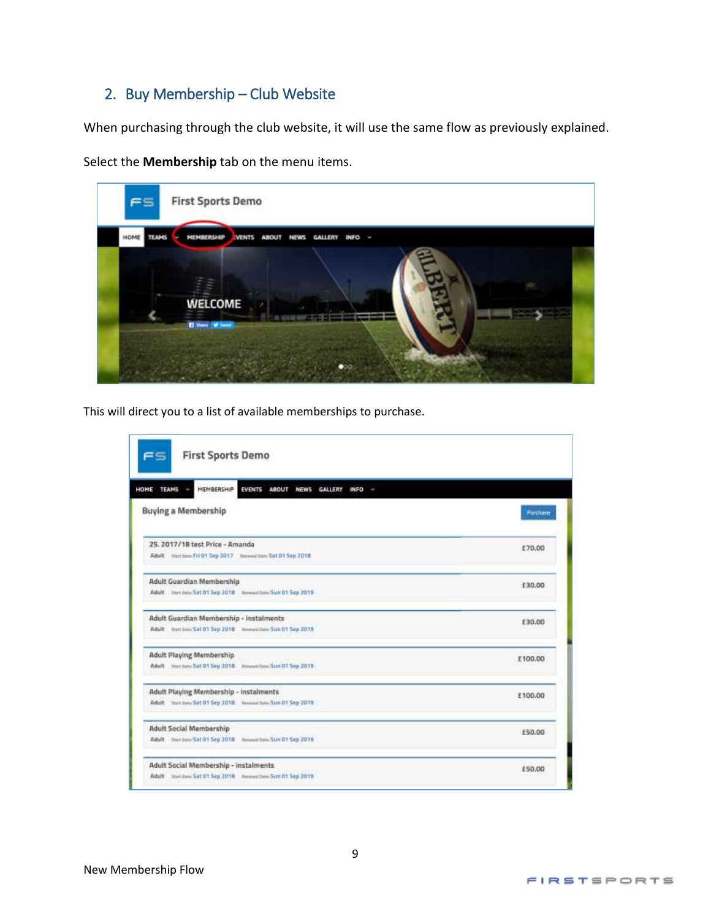## 2. Buy Membership – Club Website

When purchasing through the club website, it will use the same flow as previously explained.

Select the **Membership** tab on the menu items.

This will direct you to a list of available memberships to purchase.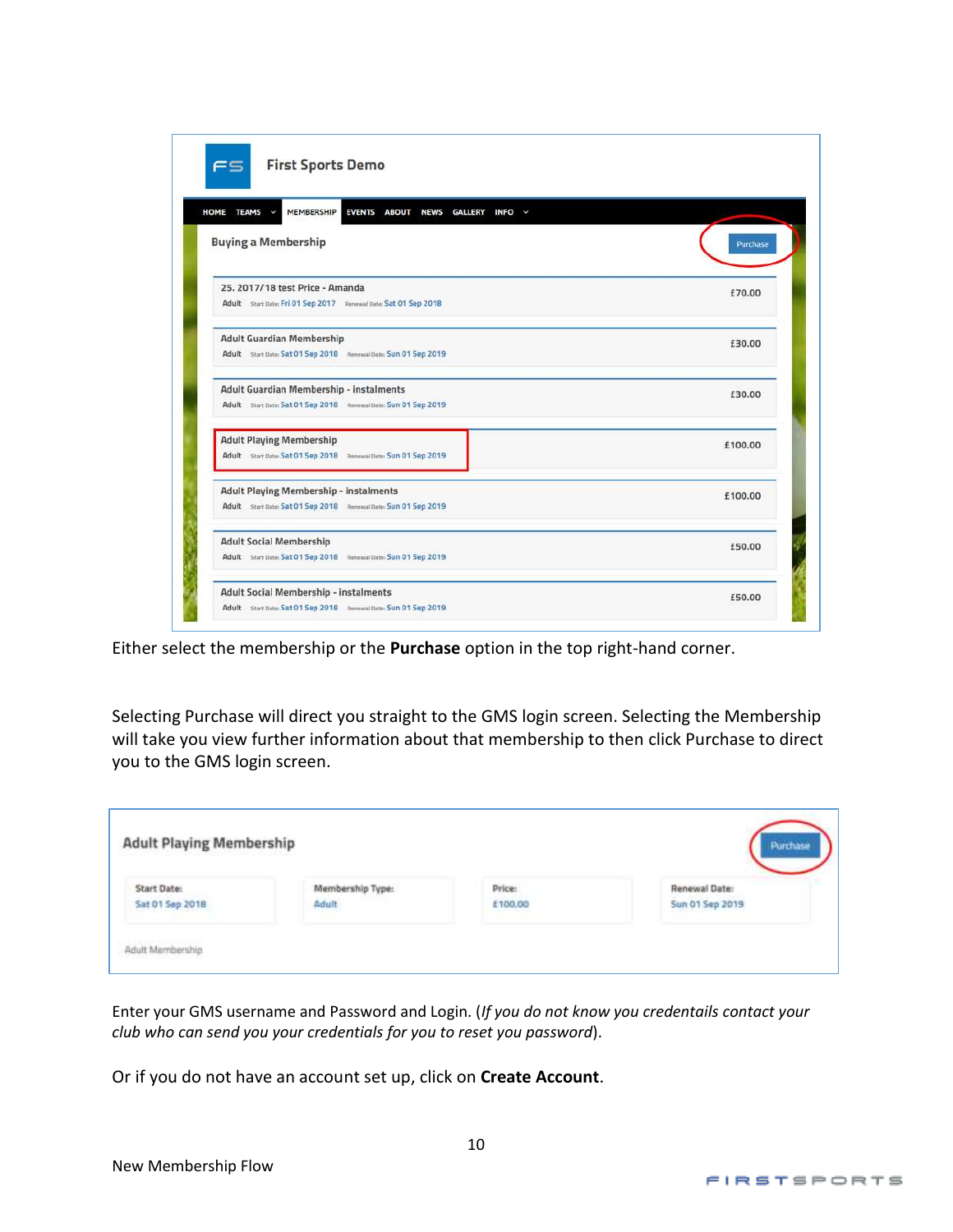Either select the membership or the **Purchase** option in the top right-hand corner.

Selecting Purchase will direct you straight to the GMS login screen. Selecting the Membership will take you view further information about that membership to then click Purchase to direct you to the GMS login screen.

Enter your GMS username and Password and Login. (*If you do not know you credentails contact your club who can send you your credentials for you to reset you password*).

Or if you do not have an account set up, click on **Create Account**.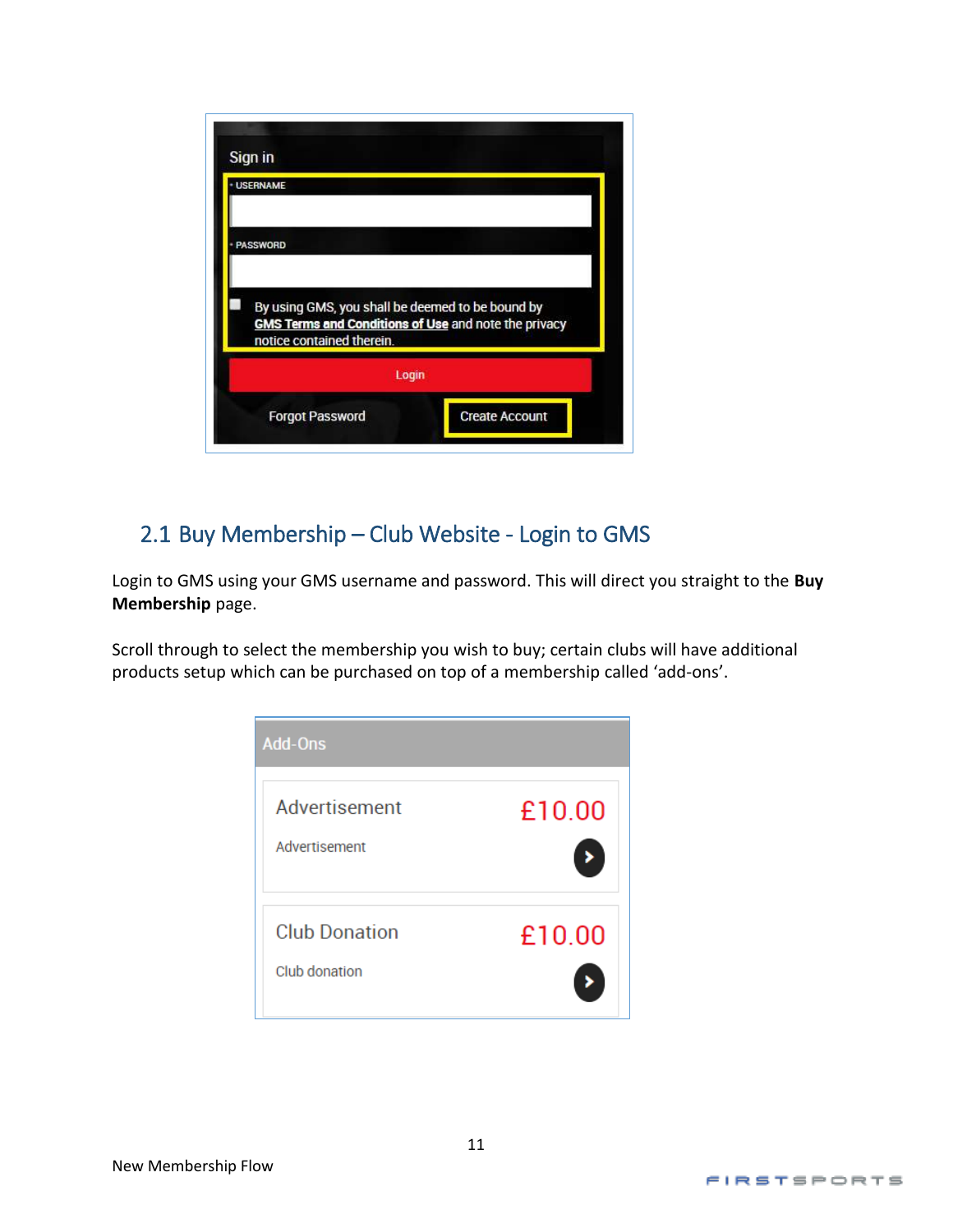Sign in

USERNAME

PASSWORD

By using GMS, you shall be deemed to be bound by GMS Terms and Conditions of Use and note the privacy notice contained therein.

Login

Forgot Password    Create Account

## 2.1 Buy Membership – Club Website - Login to GMS

Login to GMS using your GMS username and password. This will direct you straight to the **Buy Membership** page.

Scroll through to select the membership you wish to buy; certain clubs will have additional products setup which can be purchased on top of a membership called 'add-ons'.

Add-Ons

Advertisement £10.00
Advertisement

Club Donation £10.00
Club donation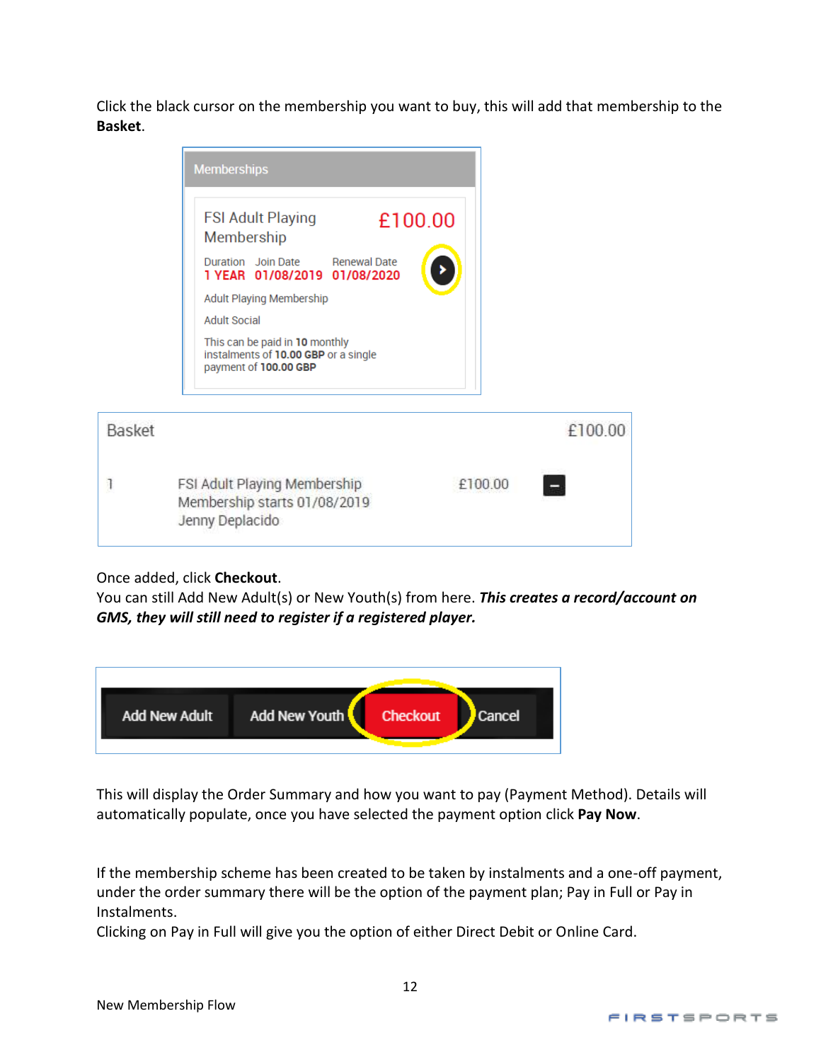Click the black cursor on the membership you want to buy, this will add that membership to the **Basket**.

**Memberships**

FSI Adult Playing Membership — £100.00

| Duration | Join Date | Renewal Date |
|---|---|---|
| 1 YEAR | 01/08/2019 | 01/08/2020 |

Adult Playing Membership

Adult Social

This can be paid in **10** monthly instalments of **10.00 GBP** or a single payment of **100.00 GBP**

**Basket** — £100.00

| | | |
|---|---|---|
| 1 | FSI Adult Playing Membership<br>Membership starts 01/08/2019<br>Jenny Deplacido | £100.00 |

Once added, click **Checkout**.
You can still Add New Adult(s) or New Youth(s) from here. ***This creates a record/account on GMS, they will still need to register if a registered player.***

Add New Adult | Add New Youth | Checkout | Cancel

This will display the Order Summary and how you want to pay (Payment Method). Details will automatically populate, once you have selected the payment option click **Pay Now**.

If the membership scheme has been created to be taken by instalments and a one-off payment, under the order summary there will be the option of the payment plan; Pay in Full or Pay in Instalments.
Clicking on Pay in Full will give you the option of either Direct Debit or Online Card.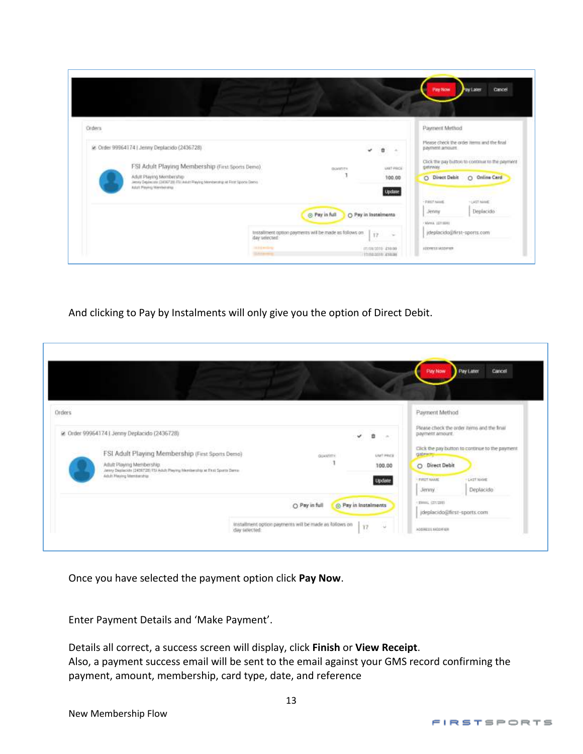And clicking to Pay by Instalments will only give you the option of Direct Debit.

Once you have selected the payment option click **Pay Now**.

Enter Payment Details and 'Make Payment'.

Details all correct, a success screen will display, click **Finish** or **View Receipt**.
Also, a payment success email will be sent to the email against your GMS record confirming the payment, amount, membership, card type, date, and reference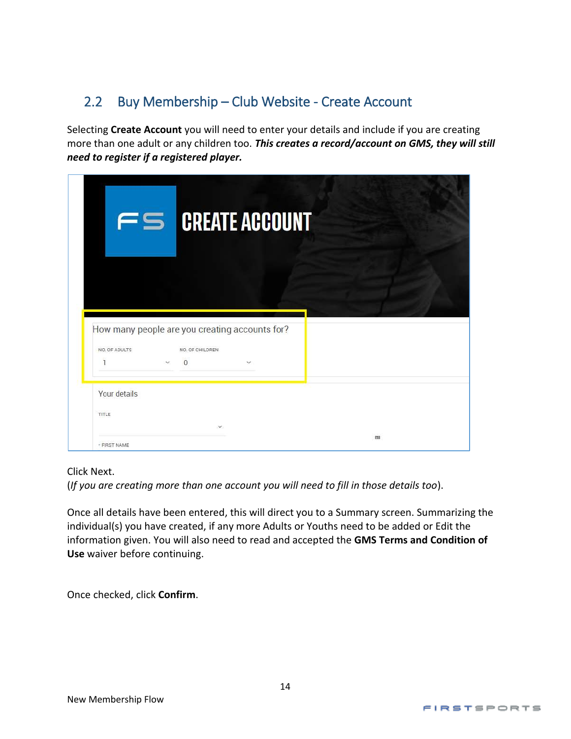## 2.2 Buy Membership – Club Website - Create Account

Selecting **Create Account** you will need to enter your details and include if you are creating more than one adult or any children too. ***This creates a record/account on GMS, they will still need to register if a registered player.***

Click Next.
(*If you are creating more than one account you will need to fill in those details too*).

Once all details have been entered, this will direct you to a Summary screen. Summarizing the individual(s) you have created, if any more Adults or Youths need to be added or Edit the information given. You will also need to read and accepted the **GMS Terms and Condition of Use** waiver before continuing.

Once checked, click **Confirm**.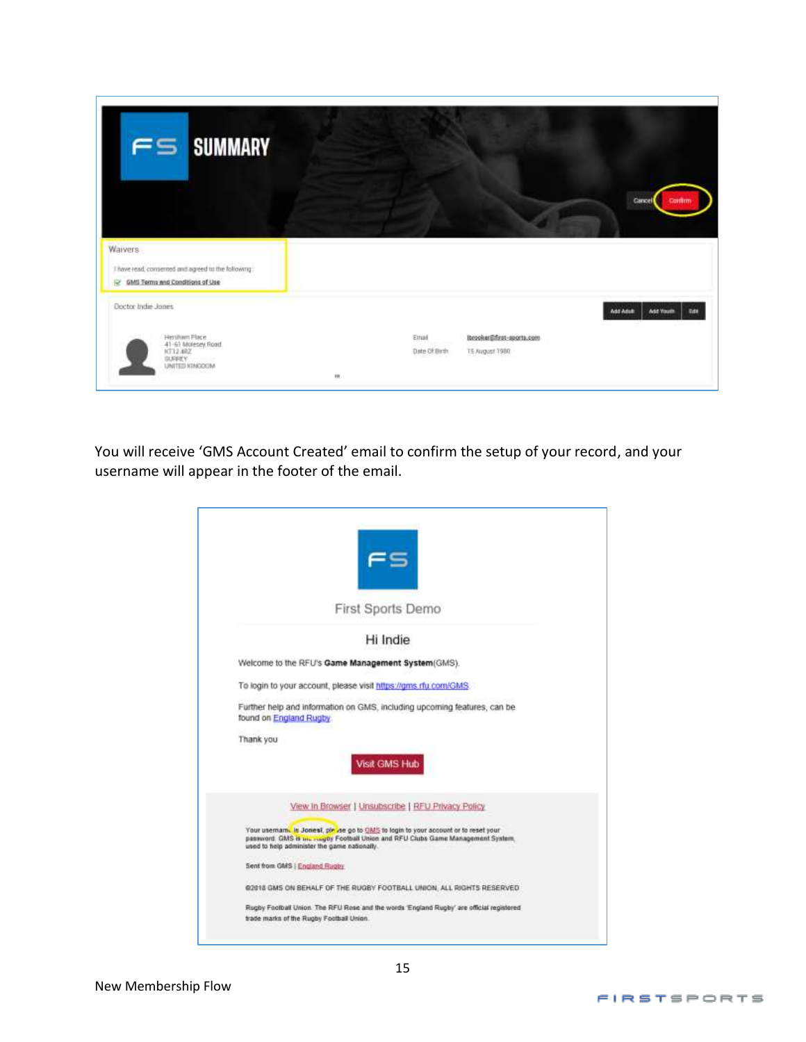You will receive 'GMS Account Created' email to confirm the setup of your record, and your username will appear in the footer of the email.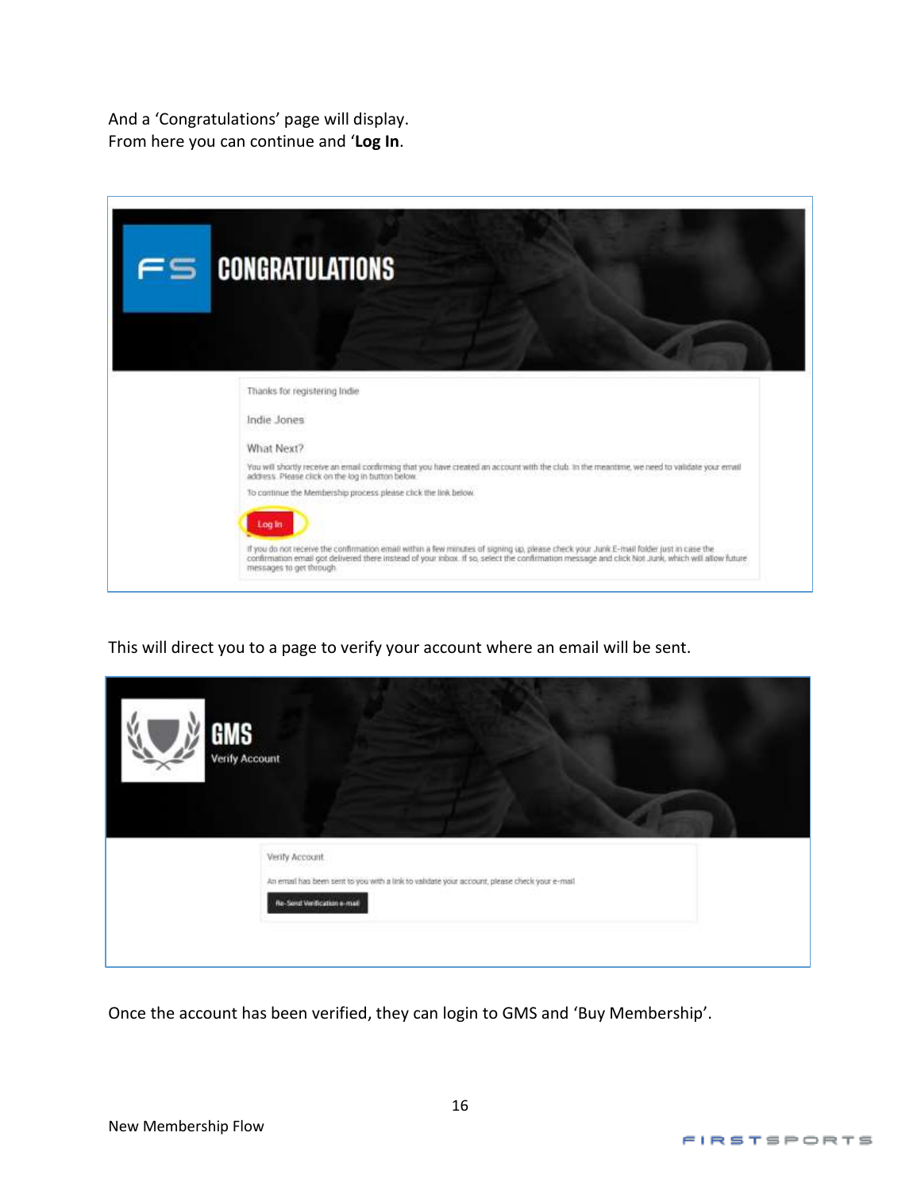And a 'Congratulations' page will display.
From here you can continue and '**Log In**.

FS CONGRATULATIONS

Thanks for registering Indie

Indie Jones

What Next?

You will shortly receive an email confirming that you have created an account with the club. In the meantime, we need to validate your email address. Please click on the log in button below.

To continue the Membership process please click the link below.

Log In

If you do not receive the confirmation email within a few minutes of signing up, please check your Junk E-mail folder just in case the confirmation email got delivered there instead of your inbox. If so, select the confirmation message and click Not Junk, which will allow future messages to get through.

This will direct you to a page to verify your account where an email will be sent.

GMS
Verify Account

Verify Account

An email has been sent to you with a link to validate your account, please check your e-mail

Re-Send Verification e-mail

Once the account has been verified, they can login to GMS and 'Buy Membership'.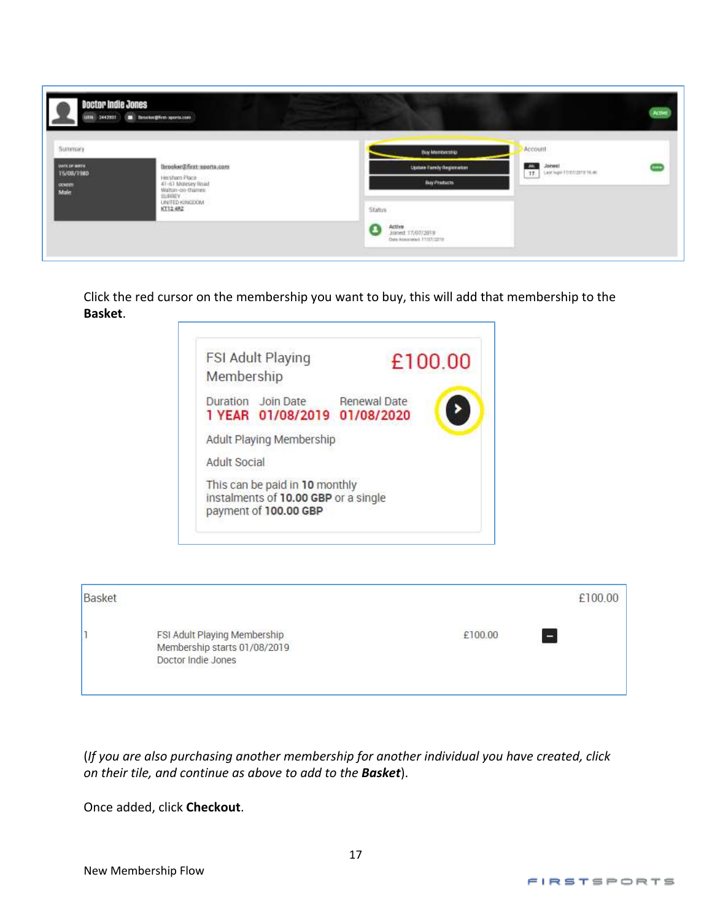Click the red cursor on the membership you want to buy, this will add that membership to the **Basket**.

(*If you are also purchasing another membership for another individual you have created, click on their tile, and continue as above to add to the* ***Basket***).

Once added, click **Checkout**.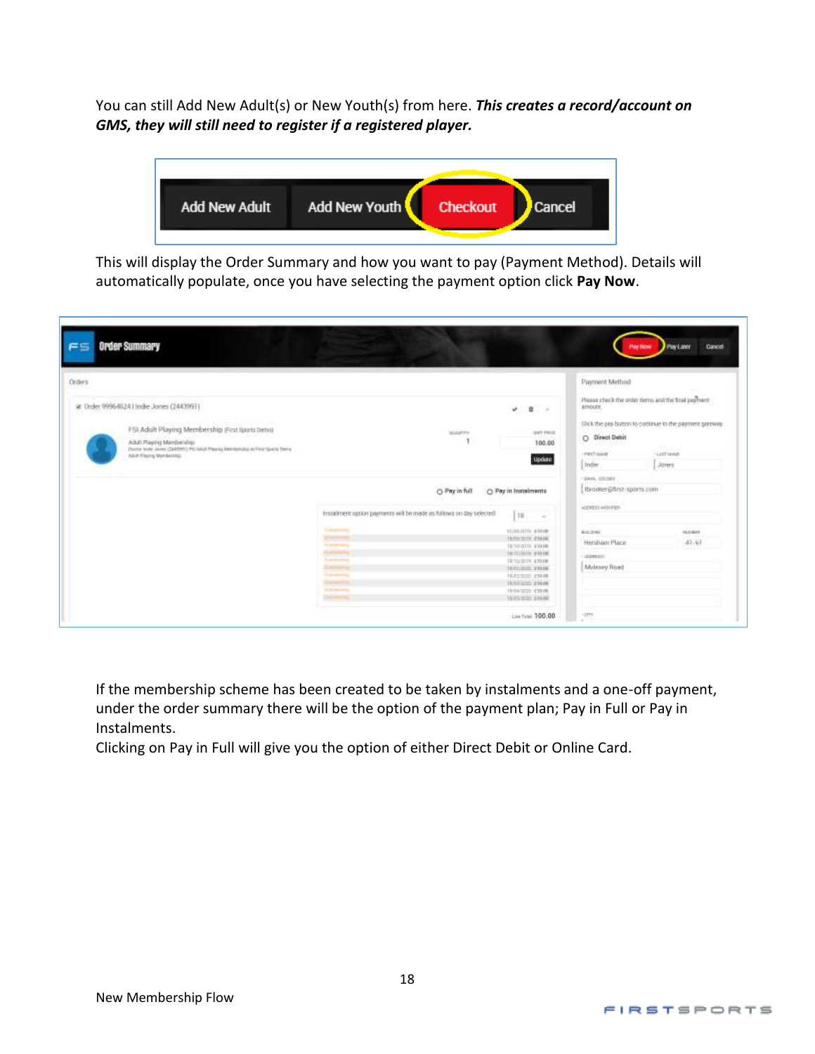You can still Add New Adult(s) or New Youth(s) from here. ***This creates a record/account on GMS, they will still need to register if a registered player.***

This will display the Order Summary and how you want to pay (Payment Method). Details will automatically populate, once you have selecting the payment option click **Pay Now**.

If the membership scheme has been created to be taken by instalments and a one-off payment, under the order summary there will be the option of the payment plan; Pay in Full or Pay in Instalments.

Clicking on Pay in Full will give you the option of either Direct Debit or Online Card.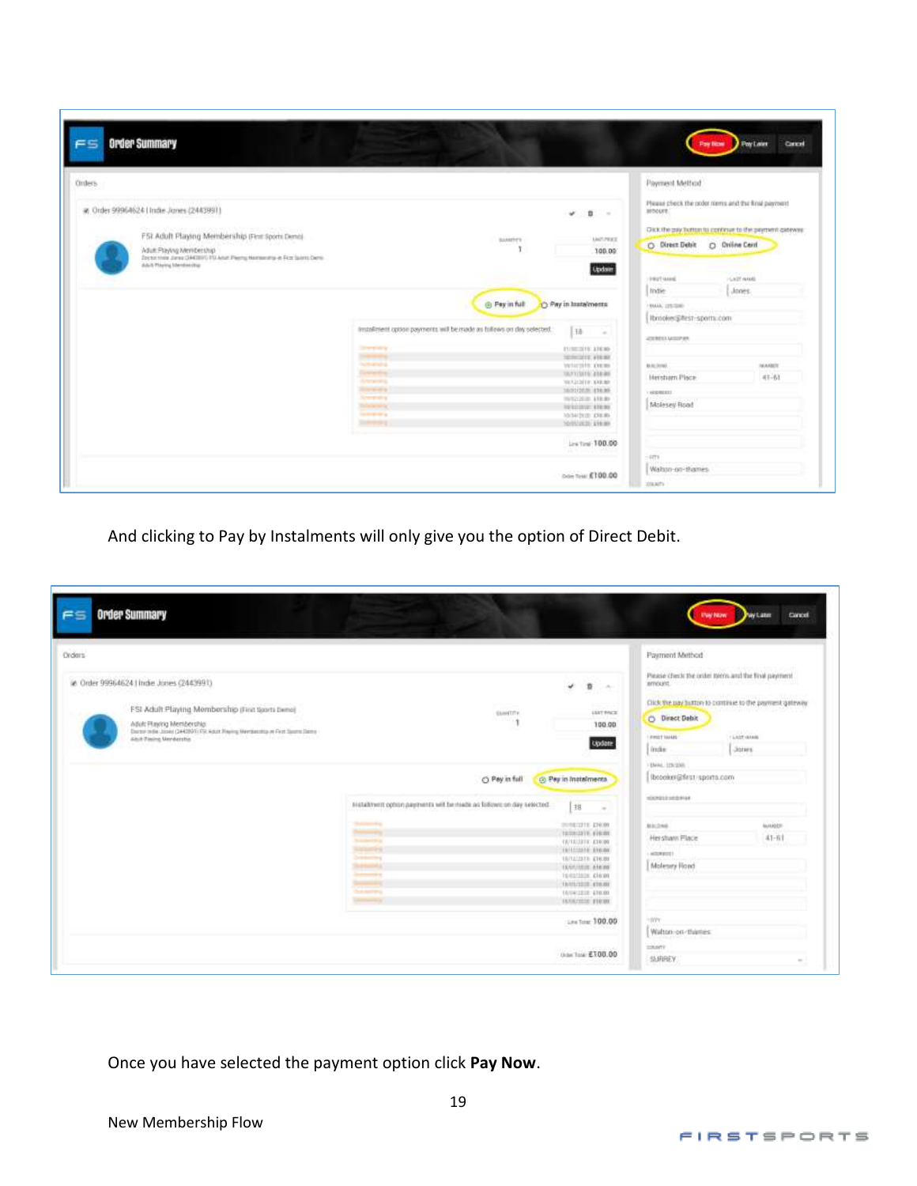And clicking to Pay by Instalments will only give you the option of Direct Debit.

Once you have selected the payment option click **Pay Now**.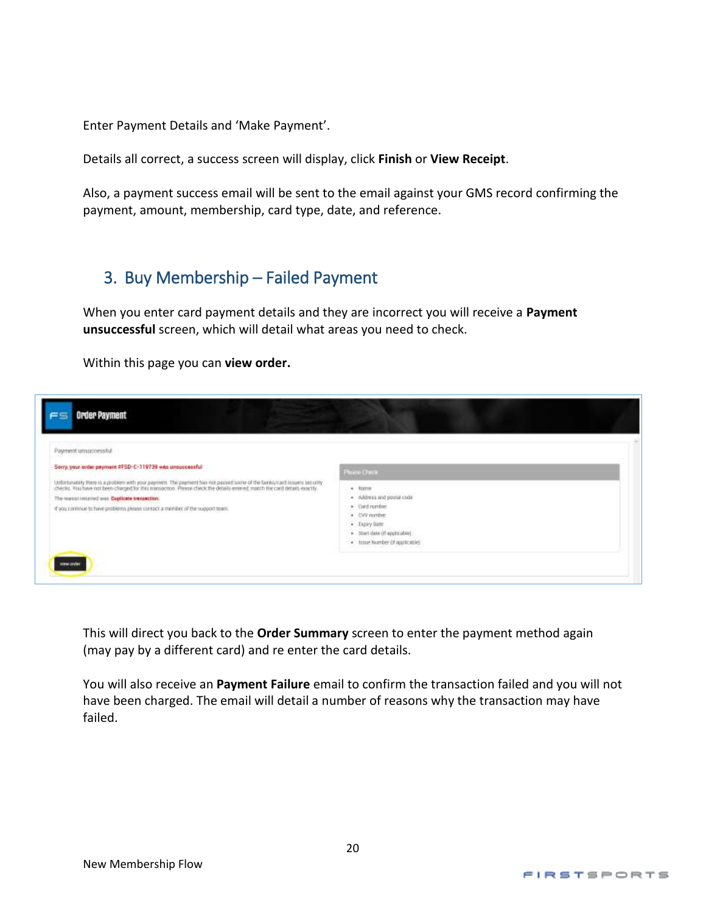Enter Payment Details and 'Make Payment'.

Details all correct, a success screen will display, click **Finish** or **View Receipt**.

Also, a payment success email will be sent to the email against your GMS record confirming the payment, amount, membership, card type, date, and reference.

## 3. Buy Membership – Failed Payment

When you enter card payment details and they are incorrect you will receive a **Payment unsuccessful** screen, which will detail what areas you need to check.

Within this page you can **view order.**

This will direct you back to the **Order Summary** screen to enter the payment method again (may pay by a different card) and re enter the card details.

You will also receive an **Payment Failure** email to confirm the transaction failed and you will not have been charged. The email will detail a number of reasons why the transaction may have failed.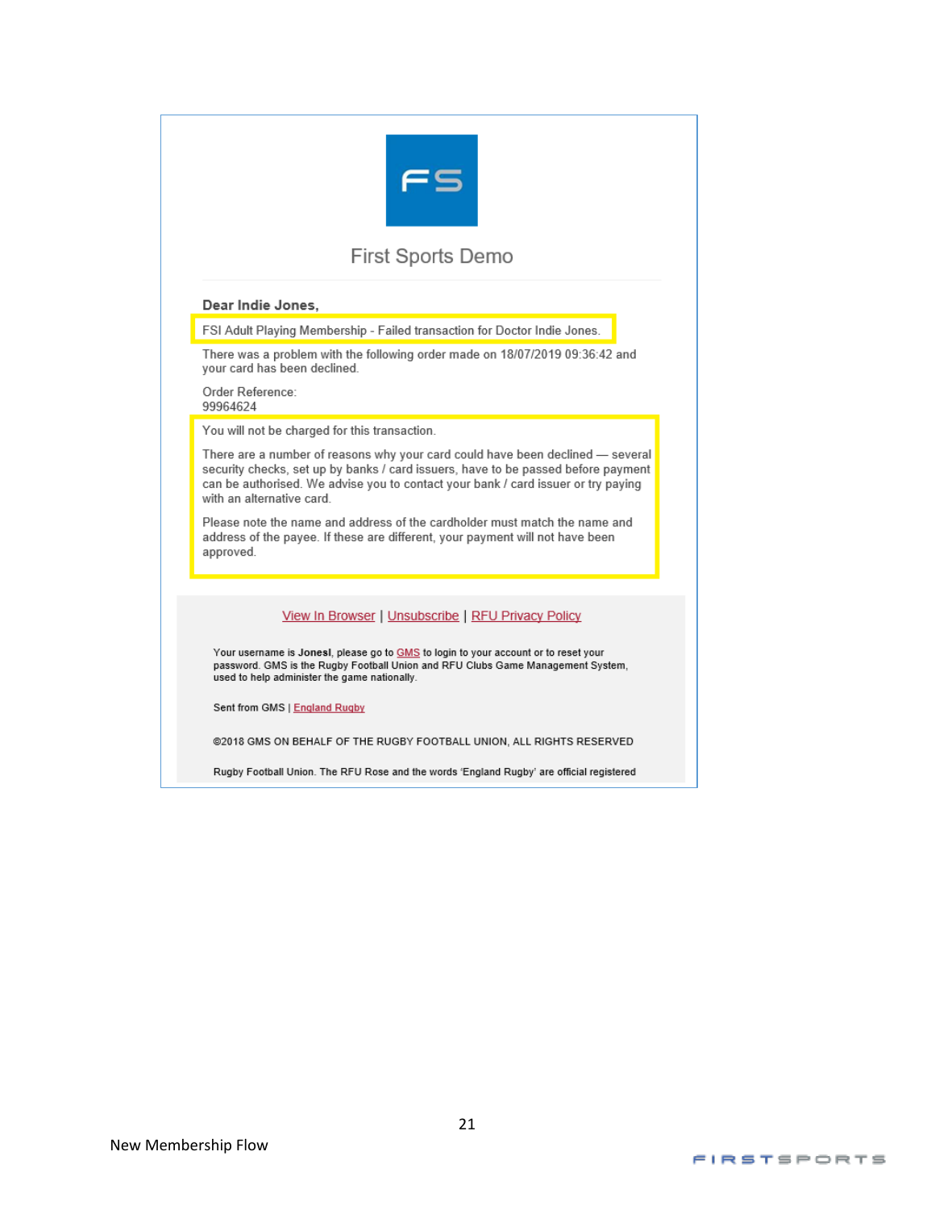First Sports Demo

**Dear Indie Jones,**

FSI Adult Playing Membership - Failed transaction for Doctor Indie Jones.

There was a problem with the following order made on 18/07/2019 09:36:42 and your card has been declined.

Order Reference:
99964624

You will not be charged for this transaction.

There are a number of reasons why your card could have been declined — several security checks, set up by banks / card issuers, have to be passed before payment can be authorised. We advise you to contact your bank / card issuer or try paying with an alternative card.

Please note the name and address of the cardholder must match the name and address of the payee. If these are different, your payment will not have been approved.

View In Browser | Unsubscribe | RFU Privacy Policy

Your username is **JonesI**, please go to GMS to login to your account or to reset your password. GMS is the Rugby Football Union and RFU Clubs Game Management System, used to help administer the game nationally.

Sent from GMS | England Rugby

©2018 GMS ON BEHALF OF THE RUGBY FOOTBALL UNION, ALL RIGHTS RESERVED

Rugby Football Union. The RFU Rose and the words 'England Rugby' are official registered